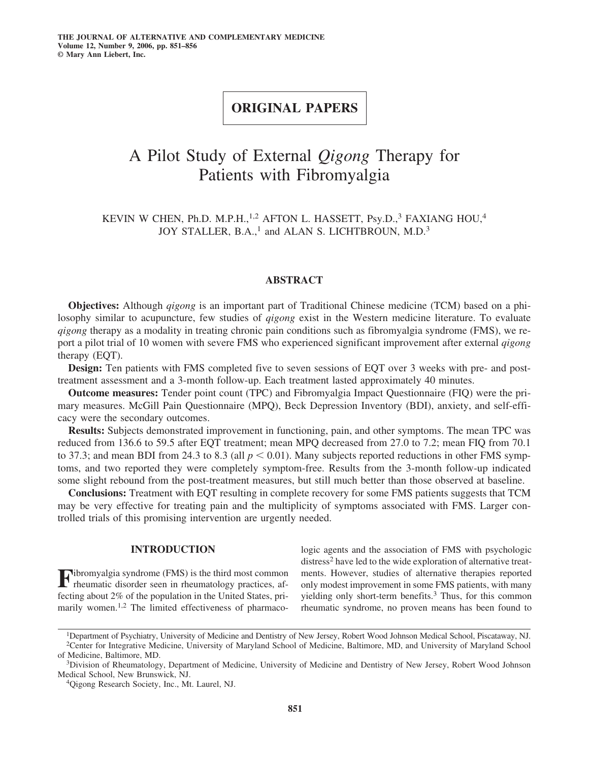## ORIGINAL PAPERS

# A Pilot Study of External *Qigong* Therapy for Patients with Fibromyalgia

KEVIN W CHEN, Ph.D. M.P.H.,[1,2] AFTON L. HASSETT, Psy.D.,[3] FAXIANG HOU,[4] JOY STALLER, B.A.,[1] and ALAN S. LICHTBROUN, M.D.[3]

## ABSTRACT

**Objectives:** Although *qigong* is an important part of Traditional Chinese medicine (TCM) based on a philosophy similar to acupuncture, few studies of *qigong* exist in the Western medicine literature. To evaluate *qigong* therapy as a modality in treating chronic pain conditions such as fibromyalgia syndrome (FMS), we report a pilot trial of 10 women with severe FMS who experienced significant improvement after external *qigong* therapy (EQT).

**Design:** Ten patients with FMS completed five to seven sessions of EQT over 3 weeks with pre- and post-treatment assessment and a 3-month follow-up. Each treatment lasted approximately 40 minutes.

**Outcome measures:** Tender point count (TPC) and Fibromyalgia Impact Questionnaire (FIQ) were the primary measures. McGill Pain Questionnaire (MPQ), Beck Depression Inventory (BDI), anxiety, and self-efficacy were the secondary outcomes.

**Results:** Subjects demonstrated improvement in functioning, pain, and other symptoms. The mean TPC was reduced from 136.6 to 59.5 after EQT treatment; mean MPQ decreased from 27.0 to 7.2; mean FIQ from 70.1 to 37.3; and mean BDI from 24.3 to 8.3 (all $p < 0.01$). Many subjects reported reductions in other FMS symptoms, and two reported they were completely symptom-free. Results from the 3-month follow-up indicated some slight rebound from the post-treatment measures, but still much better than those observed at baseline.

**Conclusions:** Treatment with EQT resulting in complete recovery for some FMS patients suggests that TCM may be very effective for treating pain and the multiplicity of symptoms associated with FMS. Larger controlled trials of this promising intervention are urgently needed.

## INTRODUCTION

Fibromyalgia syndrome (FMS) is the third most common rheumatic disorder seen in rheumatology practices, affecting about 2% of the population in the United States, primarily women.[1,2] The limited effectiveness of pharmacologic agents and the association of FMS with psychologic distress[2] have led to the wide exploration of alternative treatments. However, studies of alternative therapies reported only modest improvement in some FMS patients, with many yielding only short-term benefits.[3] Thus, for this common rheumatic syndrome, no proven means has been found to

[1]Department of Psychiatry, University of Medicine and Dentistry of New Jersey, Robert Wood Johnson Medical School, Piscataway, NJ.
[2]Center for Integrative Medicine, University of Maryland School of Medicine, Baltimore, MD, and University of Maryland School of Medicine, Baltimore, MD.
[3]Division of Rheumatology, Department of Medicine, University of Medicine and Dentistry of New Jersey, Robert Wood Johnson Medical School, New Brunswick, NJ.
[4]Qigong Research Society, Inc., Mt. Laurel, NJ.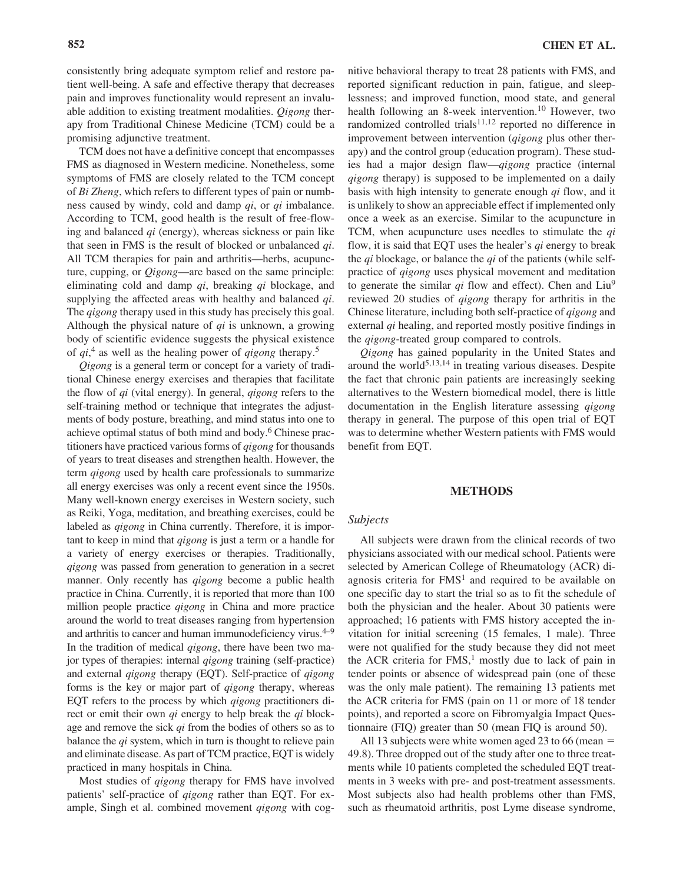consistently bring adequate symptom relief and restore patient well-being. A safe and effective therapy that decreases pain and improves functionality would represent an invaluable addition to existing treatment modalities. *Qigong* therapy from Traditional Chinese Medicine (TCM) could be a promising adjunctive treatment.

TCM does not have a definitive concept that encompasses FMS as diagnosed in Western medicine. Nonetheless, some symptoms of FMS are closely related to the TCM concept of *Bi Zheng*, which refers to different types of pain or numbness caused by windy, cold and damp *qi*, or *qi* imbalance. According to TCM, good health is the result of free-flowing and balanced *qi* (energy), whereas sickness or pain like that seen in FMS is the result of blocked or unbalanced *qi*. All TCM therapies for pain and arthritis—herbs, acupuncture, cupping, or *Qigong*—are based on the same principle: eliminating cold and damp *qi*, breaking *qi* blockage, and supplying the affected areas with healthy and balanced *qi*. The *qigong* therapy used in this study has precisely this goal. Although the physical nature of *qi* is unknown, a growing body of scientific evidence suggests the physical existence of *qi*,[4] as well as the healing power of *qigong* therapy.[5]

*Qigong* is a general term or concept for a variety of traditional Chinese energy exercises and therapies that facilitate the flow of *qi* (vital energy). In general, *qigong* refers to the self-training method or technique that integrates the adjustments of body posture, breathing, and mind status into one to achieve optimal status of both mind and body.[6] Chinese practitioners have practiced various forms of *qigong* for thousands of years to treat diseases and strengthen health. However, the term *qigong* used by health care professionals to summarize all energy exercises was only a recent event since the 1950s. Many well-known energy exercises in Western society, such as Reiki, Yoga, meditation, and breathing exercises, could be labeled as *qigong* in China currently. Therefore, it is important to keep in mind that *qigong* is just a term or a handle for a variety of energy exercises or therapies. Traditionally, *qigong* was passed from generation to generation in a secret manner. Only recently has *qigong* become a public health practice in China. Currently, it is reported that more than 100 million people practice *qigong* in China and more practice around the world to treat diseases ranging from hypertension and arthritis to cancer and human immunodeficiency virus.[4–9] In the tradition of medical *qigong*, there have been two major types of therapies: internal *qigong* training (self-practice) and external *qigong* therapy (EQT). Self-practice of *qigong* forms is the key or major part of *qigong* therapy, whereas EQT refers to the process by which *qigong* practitioners direct or emit their own *qi* energy to help break the *qi* blockage and remove the sick *qi* from the bodies of others so as to balance the *qi* system, which in turn is thought to relieve pain and eliminate disease. As part of TCM practice, EQT is widely practiced in many hospitals in China.

Most studies of *qigong* therapy for FMS have involved patients' self-practice of *qigong* rather than EQT. For example, Singh et al. combined movement *qigong* with cognitive behavioral therapy to treat 28 patients with FMS, and reported significant reduction in pain, fatigue, and sleeplessness; and improved function, mood state, and general health following an 8-week intervention.[10] However, two randomized controlled trials[11,12] reported no difference in improvement between intervention (*qigong* plus other therapy) and the control group (education program). These studies had a major design flaw—*qigong* practice (internal *qigong* therapy) is supposed to be implemented on a daily basis with high intensity to generate enough *qi* flow, and it is unlikely to show an appreciable effect if implemented only once a week as an exercise. Similar to the acupuncture in TCM, when acupuncture uses needles to stimulate the *qi* flow, it is said that EQT uses the healer's *qi* energy to break the *qi* blockage, or balance the *qi* of the patients (while self-practice of *qigong* uses physical movement and meditation to generate the similar *qi* flow and effect). Chen and Liu[9] reviewed 20 studies of *qigong* therapy for arthritis in the Chinese literature, including both self-practice of *qigong* and external *qi* healing, and reported mostly positive findings in the *qigong*-treated group compared to controls.

*Qigong* has gained popularity in the United States and around the world[5,13,14] in treating various diseases. Despite the fact that chronic pain patients are increasingly seeking alternatives to the Western biomedical model, there is little documentation in the English literature assessing *qigong* therapy in general. The purpose of this open trial of EQT was to determine whether Western patients with FMS would benefit from EQT.

## METHODS

### *Subjects*

All subjects were drawn from the clinical records of two physicians associated with our medical school. Patients were selected by American College of Rheumatology (ACR) diagnosis criteria for FMS[1] and required to be available on one specific day to start the trial so as to fit the schedule of both the physician and the healer. About 30 patients were approached; 16 patients with FMS history accepted the invitation for initial screening (15 females, 1 male). Three were not qualified for the study because they did not meet the ACR criteria for FMS,[1] mostly due to lack of pain in tender points or absence of widespread pain (one of these was the only male patient). The remaining 13 patients met the ACR criteria for FMS (pain on 11 or more of 18 tender points), and reported a score on Fibromyalgia Impact Questionnaire (FIQ) greater than 50 (mean FIQ is around 50).

All 13 subjects were white women aged 23 to 66 (mean = 49.8). Three dropped out of the study after one to three treatments while 10 patients completed the scheduled EQT treatments in 3 weeks with pre- and post-treatment assessments. Most subjects also had health problems other than FMS, such as rheumatoid arthritis, post Lyme disease syndrome,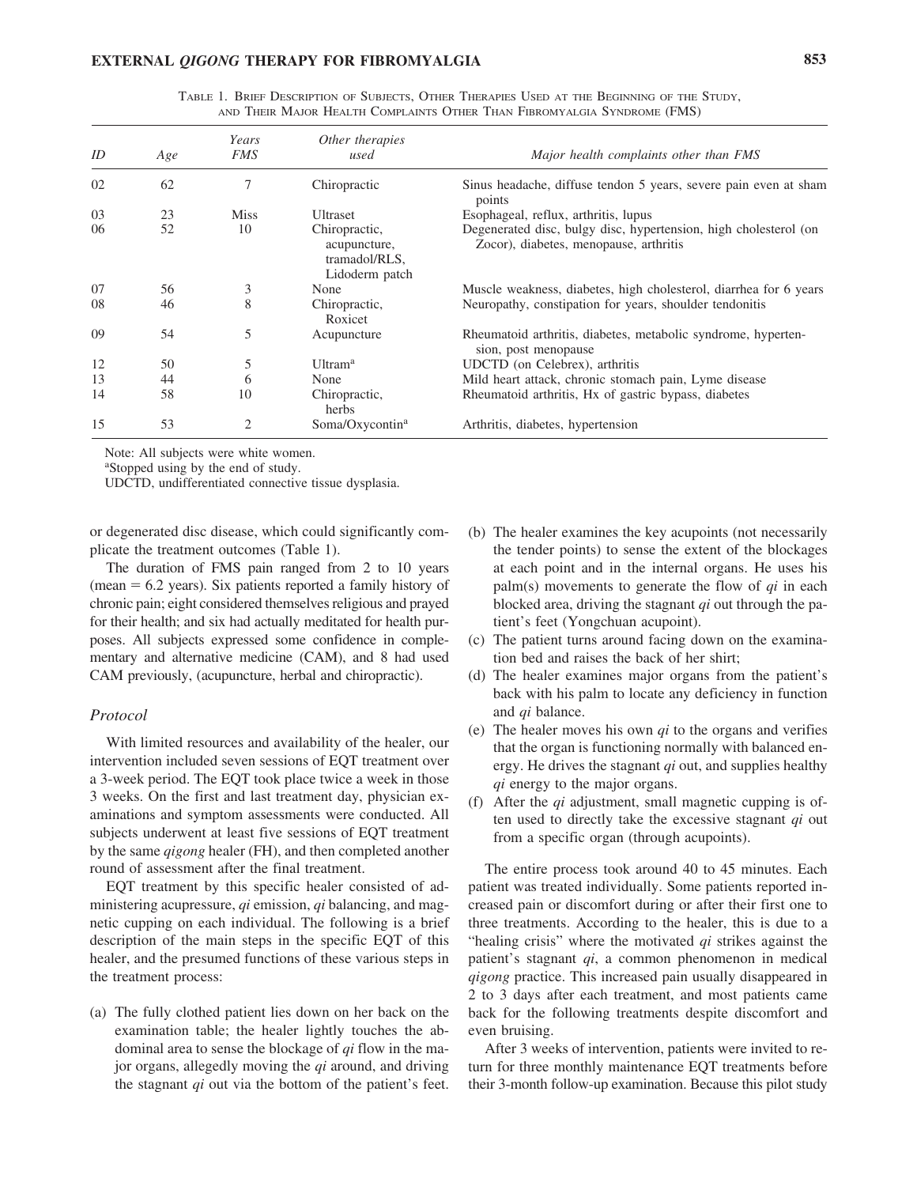Table 1. Brief Description of Subjects, Other Therapies Used at the Beginning of the Study, and Their Major Health Complaints Other Than Fibromyalgia Syndrome (FMS)

| ID | Age | Years FMS | Other therapies used | Major health complaints other than FMS |
|---|---|---|---|---|
| 02 | 62 | 7 | Chiropractic | Sinus headache, diffuse tendon 5 years, severe pain even at sham points |
| 03 | 23 | Miss | Ultraset | Esophageal, reflux, arthritis, lupus |
| 06 | 52 | 10 | Chiropractic, acupuncture, tramadol/RLS, Lidoderm patch | Degenerated disc, bulgy disc, hypertension, high cholesterol (on Zocor), diabetes, menopause, arthritis |
| 07 | 56 | 3 | None | Muscle weakness, diabetes, high cholesterol, diarrhea for 6 years |
| 08 | 46 | 8 | Chiropractic, Roxicet | Neuropathy, constipation for years, shoulder tendonitis |
| 09 | 54 | 5 | Acupuncture | Rheumatoid arthritis, diabetes, metabolic syndrome, hypertension, post menopause |
| 12 | 50 | 5 | Ultram[a] | UDCTD (on Celebrex), arthritis |
| 13 | 44 | 6 | None | Mild heart attack, chronic stomach pain, Lyme disease |
| 14 | 58 | 10 | Chiropractic, herbs | Rheumatoid arthritis, Hx of gastric bypass, diabetes |
| 15 | 53 | 2 | Soma/Oxycontin[a] | Arthritis, diabetes, hypertension |

Note: All subjects were white women.

[a]Stopped using by the end of study.

UDCTD, undifferentiated connective tissue dysplasia.

or degenerated disc disease, which could significantly complicate the treatment outcomes (Table 1).

The duration of FMS pain ranged from 2 to 10 years (mean = 6.2 years). Six patients reported a family history of chronic pain; eight considered themselves religious and prayed for their health; and six had actually meditated for health purposes. All subjects expressed some confidence in complementary and alternative medicine (CAM), and 8 had used CAM previously, (acupuncture, herbal and chiropractic).

### *Protocol*

With limited resources and availability of the healer, our intervention included seven sessions of EQT treatment over a 3-week period. The EQT took place twice a week in those 3 weeks. On the first and last treatment day, physician examinations and symptom assessments were conducted. All subjects underwent at least five sessions of EQT treatment by the same *qigong* healer (FH), and then completed another round of assessment after the final treatment.

EQT treatment by this specific healer consisted of administering acupressure, *qi* emission, *qi* balancing, and magnetic cupping on each individual. The following is a brief description of the main steps in the specific EQT of this healer, and the presumed functions of these various steps in the treatment process:

(a) The fully clothed patient lies down on her back on the examination table; the healer lightly touches the abdominal area to sense the blockage of *qi* flow in the major organs, allegedly moving the *qi* around, and driving the stagnant *qi* out via the bottom of the patient's feet.
(b) The healer examines the key acupoints (not necessarily the tender points) to sense the extent of the blockages at each point and in the internal organs. He uses his palm(s) movements to generate the flow of *qi* in each blocked area, driving the stagnant *qi* out through the patient's feet (Yongchuan acupoint).
(c) The patient turns around facing down on the examination bed and raises the back of her shirt;
(d) The healer examines major organs from the patient's back with his palm to locate any deficiency in function and *qi* balance.
(e) The healer moves his own *qi* to the organs and verifies that the organ is functioning normally with balanced energy. He drives the stagnant *qi* out, and supplies healthy *qi* energy to the major organs.
(f) After the *qi* adjustment, small magnetic cupping is often used to directly take the excessive stagnant *qi* out from a specific organ (through acupoints).

The entire process took around 40 to 45 minutes. Each patient was treated individually. Some patients reported increased pain or discomfort during or after their first one to three treatments. According to the healer, this is due to a "healing crisis" where the motivated *qi* strikes against the patient's stagnant *qi*, a common phenomenon in medical *qigong* practice. This increased pain usually disappeared in 2 to 3 days after each treatment, and most patients came back for the following treatments despite discomfort and even bruising.

After 3 weeks of intervention, patients were invited to return for three monthly maintenance EQT treatments before their 3-month follow-up examination. Because this pilot study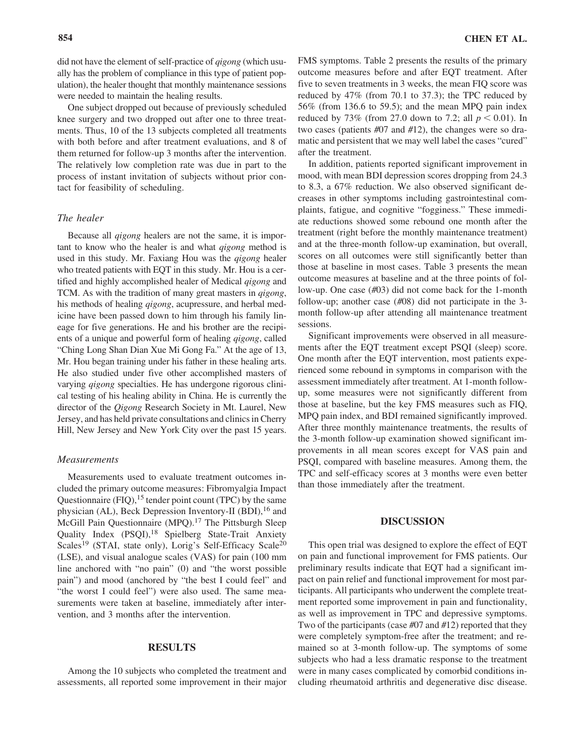did not have the element of self-practice of *qigong* (which usually has the problem of compliance in this type of patient population), the healer thought that monthly maintenance sessions were needed to maintain the healing results.

One subject dropped out because of previously scheduled knee surgery and two dropped out after one to three treatments. Thus, 10 of the 13 subjects completed all treatments with both before and after treatment evaluations, and 8 of them returned for follow-up 3 months after the intervention. The relatively low completion rate was due in part to the process of instant invitation of subjects without prior contact for feasibility of scheduling.

### *The healer*

Because all *qigong* healers are not the same, it is important to know who the healer is and what *qigong* method is used in this study. Mr. Faxiang Hou was the *qigong* healer who treated patients with EQT in this study. Mr. Hou is a certified and highly accomplished healer of Medical *qigong* and TCM. As with the tradition of many great masters in *qigong*, his methods of healing *qigong*, acupressure, and herbal medicine have been passed down to him through his family lineage for five generations. He and his brother are the recipients of a unique and powerful form of healing *qigong*, called "Ching Long Shan Dian Xue Mi Gong Fa." At the age of 13, Mr. Hou began training under his father in these healing arts. He also studied under five other accomplished masters of varying *qigong* specialties. He has undergone rigorous clinical testing of his healing ability in China. He is currently the director of the *Qigong* Research Society in Mt. Laurel, New Jersey, and has held private consultations and clinics in Cherry Hill, New Jersey and New York City over the past 15 years.

### *Measurements*

Measurements used to evaluate treatment outcomes included the primary outcome measures: Fibromyalgia Impact Questionnaire (FIQ),[15] tender point count (TPC) by the same physician (AL), Beck Depression Inventory-II (BDI),[16] and McGill Pain Questionnaire (MPQ).[17] The Pittsburgh Sleep Quality Index (PSQI),[18] Spielberg State-Trait Anxiety Scales[19] (STAI, state only), Lorig's Self-Efficacy Scale[20] (LSE), and visual analogue scales (VAS) for pain (100 mm line anchored with "no pain" (0) and "the worst possible pain") and mood (anchored by "the best I could feel" and "the worst I could feel") were also used. The same measurements were taken at baseline, immediately after intervention, and 3 months after the intervention.

## RESULTS

Among the 10 subjects who completed the treatment and assessments, all reported some improvement in their major FMS symptoms. Table 2 presents the results of the primary outcome measures before and after EQT treatment. After five to seven treatments in 3 weeks, the mean FIQ score was reduced by 47% (from 70.1 to 37.3); the TPC reduced by 56% (from 136.6 to 59.5); and the mean MPQ pain index reduced by 73% (from 27.0 down to 7.2; all $p < 0.01$). In two cases (patients #07 and #12), the changes were so dramatic and persistent that we may well label the cases "cured" after the treatment.

In addition, patients reported significant improvement in mood, with mean BDI depression scores dropping from 24.3 to 8.3, a 67% reduction. We also observed significant decreases in other symptoms including gastrointestinal complaints, fatigue, and cognitive "fogginess." These immediate reductions showed some rebound one month after the treatment (right before the monthly maintenance treatment) and at the three-month follow-up examination, but overall, scores on all outcomes were still significantly better than those at baseline in most cases. Table 3 presents the mean outcome measures at baseline and at the three points of follow-up. One case (#03) did not come back for the 1-month follow-up; another case (#08) did not participate in the 3-month follow-up after attending all maintenance treatment sessions.

Significant improvements were observed in all measurements after the EQT treatment except PSQI (sleep) score. One month after the EQT intervention, most patients experienced some rebound in symptoms in comparison with the assessment immediately after treatment. At 1-month follow-up, some measures were not significantly different from those at baseline, but the key FMS measures such as FIQ, MPQ pain index, and BDI remained significantly improved. After three monthly maintenance treatments, the results of the 3-month follow-up examination showed significant improvements in all mean scores except for VAS pain and PSQI, compared with baseline measures. Among them, the TPC and self-efficacy scores at 3 months were even better than those immediately after the treatment.

## DISCUSSION

This open trial was designed to explore the effect of EQT on pain and functional improvement for FMS patients. Our preliminary results indicate that EQT had a significant impact on pain relief and functional improvement for most participants. All participants who underwent the complete treatment reported some improvement in pain and functionality, as well as improvement in TPC and depressive symptoms. Two of the participants (case #07 and #12) reported that they were completely symptom-free after the treatment; and remained so at 3-month follow-up. The symptoms of some subjects who had a less dramatic response to the treatment were in many cases complicated by comorbid conditions including rheumatoid arthritis and degenerative disc disease.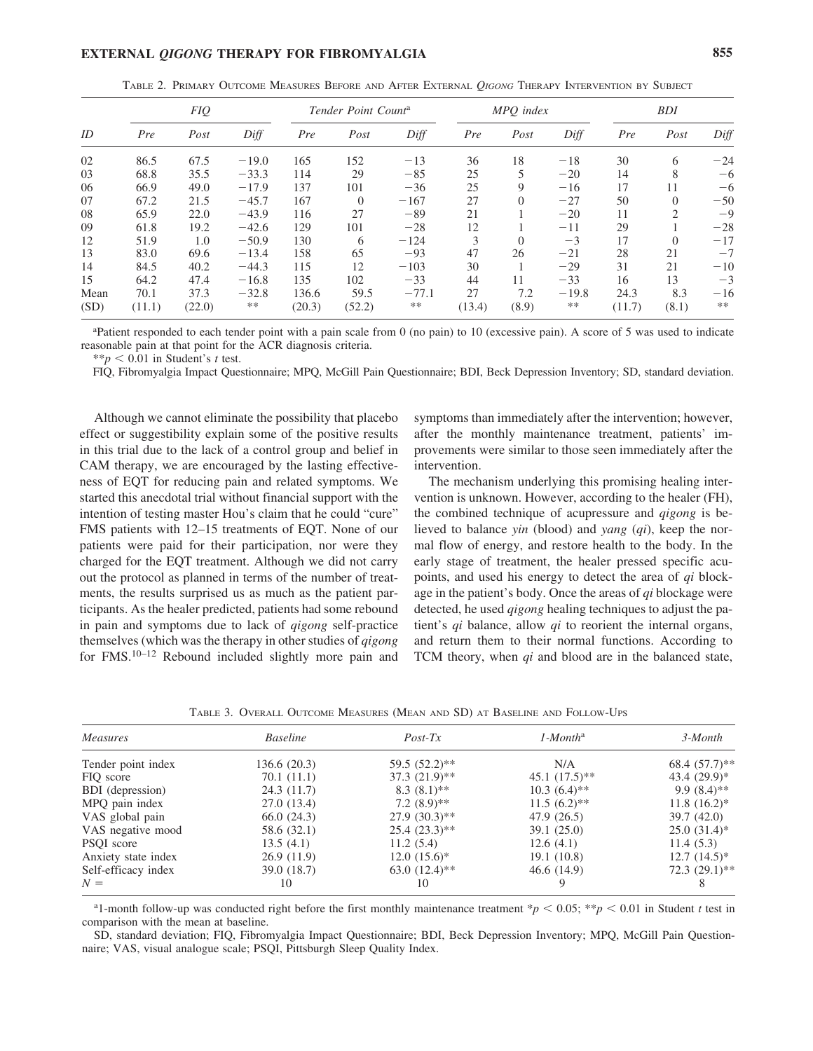Table 2. Primary Outcome Measures Before and After External *Qigong* Therapy Intervention by Subject

| ID | FIQ | | | Tender Point Count[a] | | | MPQ index | | | BDI | | |
|---|---|---|---|---|---|---|---|---|---|---|---|---|
| | Pre | Post | Diff | Pre | Post | Diff | Pre | Post | Diff | Pre | Post | Diff |
| 02 | 86.5 | 67.5 | −19.0 | 165 | 152 | −13 | 36 | 18 | −18 | 30 | 6 | −24 |
| 03 | 68.8 | 35.5 | −33.3 | 114 | 29 | −85 | 25 | 5 | −20 | 14 | 8 | −6 |
| 06 | 66.9 | 49.0 | −17.9 | 137 | 101 | −36 | 25 | 9 | −16 | 17 | 11 | −6 |
| 07 | 67.2 | 21.5 | −45.7 | 167 | 0 | −167 | 27 | 0 | −27 | 50 | 0 | −50 |
| 08 | 65.9 | 22.0 | −43.9 | 116 | 27 | −89 | 21 | 1 | −20 | 11 | 2 | −9 |
| 09 | 61.8 | 19.2 | −42.6 | 129 | 101 | −28 | 12 | 1 | −11 | 29 | 1 | −28 |
| 12 | 51.9 | 1.0 | −50.9 | 130 | 6 | −124 | 3 | 0 | −3 | 17 | 0 | −17 |
| 13 | 83.0 | 69.6 | −13.4 | 158 | 65 | −93 | 47 | 26 | −21 | 28 | 21 | −7 |
| 14 | 84.5 | 40.2 | −44.3 | 115 | 12 | −103 | 30 | 1 | −29 | 31 | 21 | −10 |
| 15 | 64.2 | 47.4 | −16.8 | 135 | 102 | −33 | 44 | 11 | −33 | 16 | 13 | −3 |
| Mean | 70.1 | 37.3 | −32.8 | 136.6 | 59.5 | −77.1 | 27 | 7.2 | −19.8 | 24.3 | 8.3 | −16 |
| (SD) | (11.1) | (22.0) | ** | (20.3) | (52.2) | ** | (13.4) | (8.9) | ** | (11.7) | (8.1) | ** |

[a]Patient responded to each tender point with a pain scale from 0 (no pain) to 10 (excessive pain). A score of 5 was used to indicate reasonable pain at that point for the ACR diagnosis criteria.

**$p < 0.01$ in Student's $t$ test.

FIQ, Fibromyalgia Impact Questionnaire; MPQ, McGill Pain Questionnaire; BDI, Beck Depression Inventory; SD, standard deviation.

Although we cannot eliminate the possibility that placebo effect or suggestibility explain some of the positive results in this trial due to the lack of a control group and belief in CAM therapy, we are encouraged by the lasting effectiveness of EQT for reducing pain and related symptoms. We started this anecdotal trial without financial support with the intention of testing master Hou's claim that he could "cure" FMS patients with 12–15 treatments of EQT. None of our patients were paid for their participation, nor were they charged for the EQT treatment. Although we did not carry out the protocol as planned in terms of the number of treatments, the results surprised us as much as the patient participants. As the healer predicted, patients had some rebound in pain and symptoms due to lack of *qigong* self-practice themselves (which was the therapy in other studies of *qigong* for FMS.[10–12] Rebound included slightly more pain and symptoms than immediately after the intervention; however, after the monthly maintenance treatment, patients' improvements were similar to those seen immediately after the intervention.

The mechanism underlying this promising healing intervention is unknown. However, according to the healer (FH), the combined technique of acupressure and *qigong* is believed to balance *yin* (blood) and *yang* (*qi*), keep the normal flow of energy, and restore health to the body. In the early stage of treatment, the healer pressed specific acupoints, and used his energy to detect the area of *qi* blockage in the patient's body. Once the areas of *qi* blockage were detected, he used *qigong* healing techniques to adjust the patient's *qi* balance, allow *qi* to reorient the internal organs, and return them to their normal functions. According to TCM theory, when *qi* and blood are in the balanced state,

Table 3. Overall Outcome Measures (Mean and SD) at Baseline and Follow-Ups

| Measures | Baseline | Post-Tx | 1-Month[a] | 3-Month |
|---|---|---|---|---|
| Tender point index | 136.6 (20.3) | 59.5 (52.2)** | N/A | 68.4 (57.7)** |
| FIQ score | 70.1 (11.1) | 37.3 (21.9)** | 45.1 (17.5)** | 43.4 (29.9)* |
| BDI (depression) | 24.3 (11.7) | 8.3 (8.1)** | 10.3 (6.4)** | 9.9 (8.4)** |
| MPQ pain index | 27.0 (13.4) | 7.2 (8.9)** | 11.5 (6.2)** | 11.8 (16.2)* |
| VAS global pain | 66.0 (24.3) | 27.9 (30.3)** | 47.9 (26.5) | 39.7 (42.0) |
| VAS negative mood | 58.6 (32.1) | 25.4 (23.3)** | 39.1 (25.0) | 25.0 (31.4)* |
| PSQI score | 13.5 (4.1) | 11.2 (5.4) | 12.6 (4.1) | 11.4 (5.3) |
| Anxiety state index | 26.9 (11.9) | 12.0 (15.6)* | 19.1 (10.8) | 12.7 (14.5)* |
| Self-efficacy index | 39.0 (18.7) | 63.0 (12.4)** | 46.6 (14.9) | 72.3 (29.1)** |
| $N =$ | 10 | 10 | 9 | 8 |

[a]1-month follow-up was conducted right before the first monthly maintenance treatment *$p < 0.05$; **$p < 0.01$ in Student $t$ test in comparison with the mean at baseline.

SD, standard deviation; FIQ, Fibromyalgia Impact Questionnaire; BDI, Beck Depression Inventory; MPQ, McGill Pain Questionnaire; VAS, visual analogue scale; PSQI, Pittsburgh Sleep Quality Index.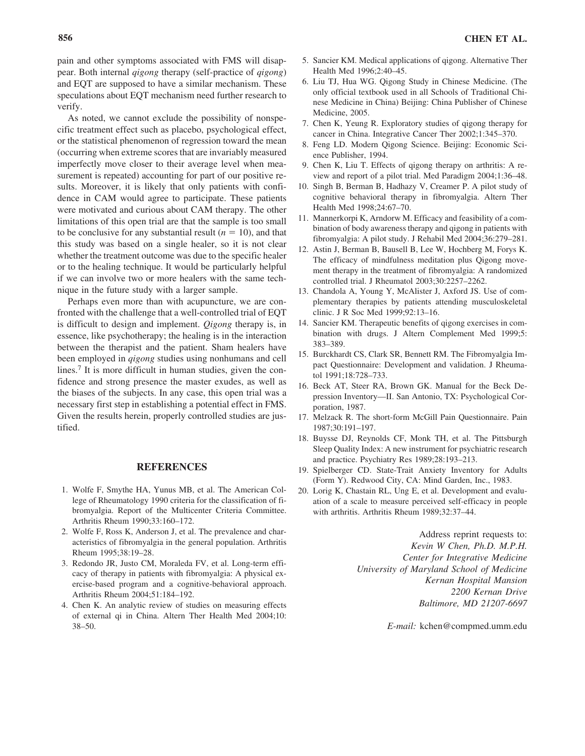pain and other symptoms associated with FMS will disappear. Both internal *qigong* therapy (self-practice of *qigong*) and EQT are supposed to have a similar mechanism. These speculations about EQT mechanism need further research to verify.

As noted, we cannot exclude the possibility of nonspecific treatment effect such as placebo, psychological effect, or the statistical phenomenon of regression toward the mean (occurring when extreme scores that are invariably measured imperfectly move closer to their average level when measurement is repeated) accounting for part of our positive results. Moreover, it is likely that only patients with confidence in CAM would agree to participate. These patients were motivated and curious about CAM therapy. The other limitations of this open trial are that the sample is too small to be conclusive for any substantial result ($n = 10$), and that this study was based on a single healer, so it is not clear whether the treatment outcome was due to the specific healer or to the healing technique. It would be particularly helpful if we can involve two or more healers with the same technique in the future study with a larger sample.

Perhaps even more than with acupuncture, we are confronted with the challenge that a well-controlled trial of EQT is difficult to design and implement. *Qigong* therapy is, in essence, like psychotherapy; the healing is in the interaction between the therapist and the patient. Sham healers have been employed in *qigong* studies using nonhumans and cell lines.[7] It is more difficult in human studies, given the confidence and strong presence the master exudes, as well as the biases of the subjects. In any case, this open trial was a necessary first step in establishing a potential effect in FMS. Given the results herein, properly controlled studies are justified.

## REFERENCES

1. Wolfe F, Smythe HA, Yunus MB, et al. The American College of Rheumatology 1990 criteria for the classification of fibromyalgia. Report of the Multicenter Criteria Committee. Arthritis Rheum 1990;33:160–172.
2. Wolfe F, Ross K, Anderson J, et al. The prevalence and characteristics of fibromyalgia in the general population. Arthritis Rheum 1995;38:19–28.
3. Redondo JR, Justo CM, Moraleda FV, et al. Long-term efficacy of therapy in patients with fibromyalgia: A physical exercise-based program and a cognitive-behavioral approach. Arthritis Rheum 2004;51:184–192.
4. Chen K. An analytic review of studies on measuring effects of external qi in China. Altern Ther Health Med 2004;10: 38–50.
5. Sancier KM. Medical applications of qigong. Alternative Ther Health Med 1996;2:40–45.
6. Liu TJ, Hua WG. Qigong Study in Chinese Medicine. (The only official textbook used in all Schools of Traditional Chinese Medicine in China) Beijing: China Publisher of Chinese Medicine, 2005.
7. Chen K, Yeung R. Exploratory studies of qigong therapy for cancer in China. Integrative Cancer Ther 2002;1:345–370.
8. Feng LD. Modern Qigong Science. Beijing: Economic Science Publisher, 1994.
9. Chen K, Liu T. Effects of qigong therapy on arthritis: A review and report of a pilot trial. Med Paradigm 2004;1:36–48.
10. Singh B, Berman B, Hadhazy V, Creamer P. A pilot study of cognitive behavioral therapy in fibromyalgia. Altern Ther Health Med 1998;24:67–70.
11. Mannerkorpi K, Arndorw M. Efficacy and feasibility of a combination of body awareness therapy and qigong in patients with fibromyalgia: A pilot study. J Rehabil Med 2004;36:279–281.
12. Astin J, Berman B, Bausell B, Lee W, Hochberg M, Forys K. The efficacy of mindfulness meditation plus Qigong movement therapy in the treatment of fibromyalgia: A randomized controlled trial. J Rheumatol 2003;30:2257–2262.
13. Chandola A, Young Y, McAlister J, Axford JS. Use of complementary therapies by patients attending musculoskeletal clinic. J R Soc Med 1999;92:13–16.
14. Sancier KM. Therapeutic benefits of qigong exercises in combination with drugs. J Altern Complement Med 1999;5: 383–389.
15. Burckhardt CS, Clark SR, Bennett RM. The Fibromyalgia Impact Questionnaire: Development and validation. J Rheumatol 1991;18:728–733.
16. Beck AT, Steer RA, Brown GK. Manual for the Beck Depression Inventory—II. San Antonio, TX: Psychological Corporation, 1987.
17. Melzack R. The short-form McGill Pain Questionnaire. Pain 1987;30:191–197.
18. Buysse DJ, Reynolds CF, Monk TH, et al. The Pittsburgh Sleep Quality Index: A new instrument for psychiatric research and practice. Psychiatry Res 1989;28:193–213.
19. Spielberger CD. State-Trait Anxiety Inventory for Adults (Form Y). Redwood City, CA: Mind Garden, Inc., 1983.
20. Lorig K, Chastain RL, Ung E, et al. Development and evaluation of a scale to measure perceived self-efficacy in people with arthritis. Arthritis Rheum 1989;32:37–44.

Address reprint requests to:
*Kevin W Chen, Ph.D. M.P.H.*
*Center for Integrative Medicine*
*University of Maryland School of Medicine*
*Kernan Hospital Mansion*
*2200 Kernan Drive*
*Baltimore, MD 21207-6697*

*E-mail:* kchen@compmed.umm.edu